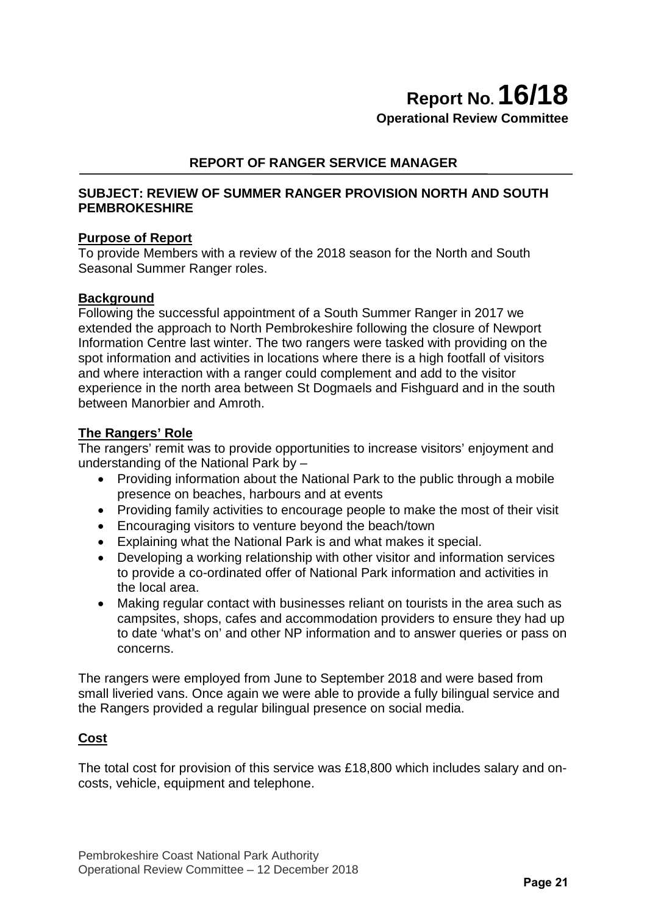# Report No. 16/18

**Operational Review Committee**

## REPORT OF RANGER SERVICE MANAGER

### SUBJECT: REVIEW OF SUMMER RANGER PROVISION NORTH AND SOUTH PEMBROKESHIRE

**Purpose of Report**

To provide Members with a review of the 2018 season for the North and South Seasonal Summer Ranger roles.

**Background**

Following the successful appointment of a South Summer Ranger in 2017 we extended the approach to North Pembrokeshire following the closure of Newport Information Centre last winter. The two rangers were tasked with providing on the spot information and activities in locations where there is a high footfall of visitors and where interaction with a ranger could complement and add to the visitor experience in the north area between St Dogmaels and Fishguard and in the south between Manorbier and Amroth.

**The Rangers' Role**

The rangers' remit was to provide opportunities to increase visitors' enjoyment and understanding of the National Park by –

- Providing information about the National Park to the public through a mobile presence on beaches, harbours and at events
- Providing family activities to encourage people to make the most of their visit
- Encouraging visitors to venture beyond the beach/town
- Explaining what the National Park is and what makes it special.
- Developing a working relationship with other visitor and information services to provide a co-ordinated offer of National Park information and activities in the local area.
- Making regular contact with businesses reliant on tourists in the area such as campsites, shops, cafes and accommodation providers to ensure they had up to date 'what's on' and other NP information and to answer queries or pass on concerns.

The rangers were employed from June to September 2018 and were based from small liveried vans. Once again we were able to provide a fully bilingual service and the Rangers provided a regular bilingual presence on social media.

**Cost**

The total cost for provision of this service was £18,800 which includes salary and on-costs, vehicle, equipment and telephone.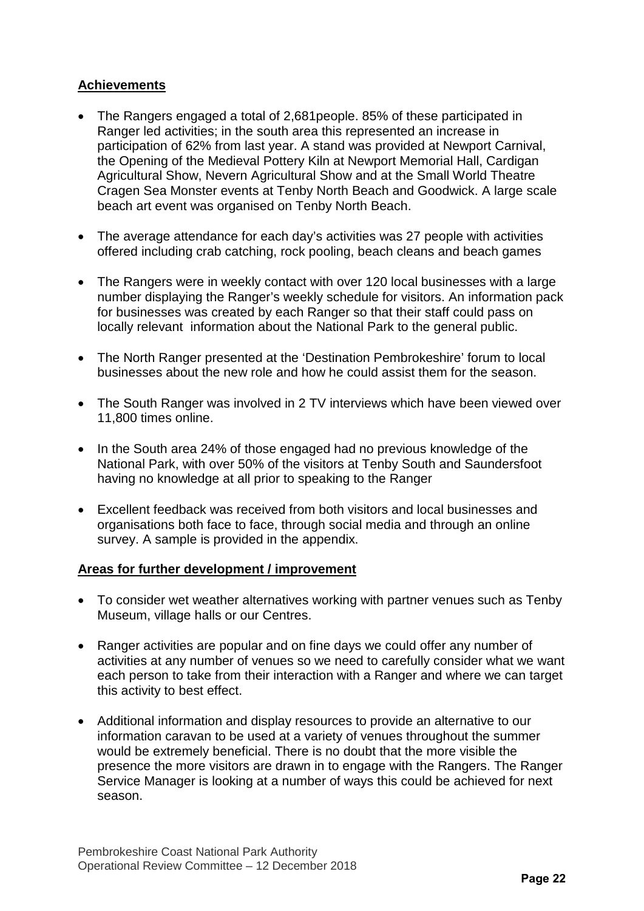**Achievements**

- The Rangers engaged a total of 2,681people. 85% of these participated in Ranger led activities; in the south area this represented an increase in participation of 62% from last year. A stand was provided at Newport Carnival, the Opening of the Medieval Pottery Kiln at Newport Memorial Hall, Cardigan Agricultural Show, Nevern Agricultural Show and at the Small World Theatre Cragen Sea Monster events at Tenby North Beach and Goodwick. A large scale beach art event was organised on Tenby North Beach.

- The average attendance for each day's activities was 27 people with activities offered including crab catching, rock pooling, beach cleans and beach games

- The Rangers were in weekly contact with over 120 local businesses with a large number displaying the Ranger's weekly schedule for visitors. An information pack for businesses was created by each Ranger so that their staff could pass on locally relevant information about the National Park to the general public.

- The North Ranger presented at the 'Destination Pembrokeshire' forum to local businesses about the new role and how he could assist them for the season.

- The South Ranger was involved in 2 TV interviews which have been viewed over 11,800 times online.

- In the South area 24% of those engaged had no previous knowledge of the National Park, with over 50% of the visitors at Tenby South and Saundersfoot having no knowledge at all prior to speaking to the Ranger

- Excellent feedback was received from both visitors and local businesses and organisations both face to face, through social media and through an online survey. A sample is provided in the appendix.

**Areas for further development / improvement**

- To consider wet weather alternatives working with partner venues such as Tenby Museum, village halls or our Centres.

- Ranger activities are popular and on fine days we could offer any number of activities at any number of venues so we need to carefully consider what we want each person to take from their interaction with a Ranger and where we can target this activity to best effect.

- Additional information and display resources to provide an alternative to our information caravan to be used at a variety of venues throughout the summer would be extremely beneficial. There is no doubt that the more visible the presence the more visitors are drawn in to engage with the Rangers. The Ranger Service Manager is looking at a number of ways this could be achieved for next season.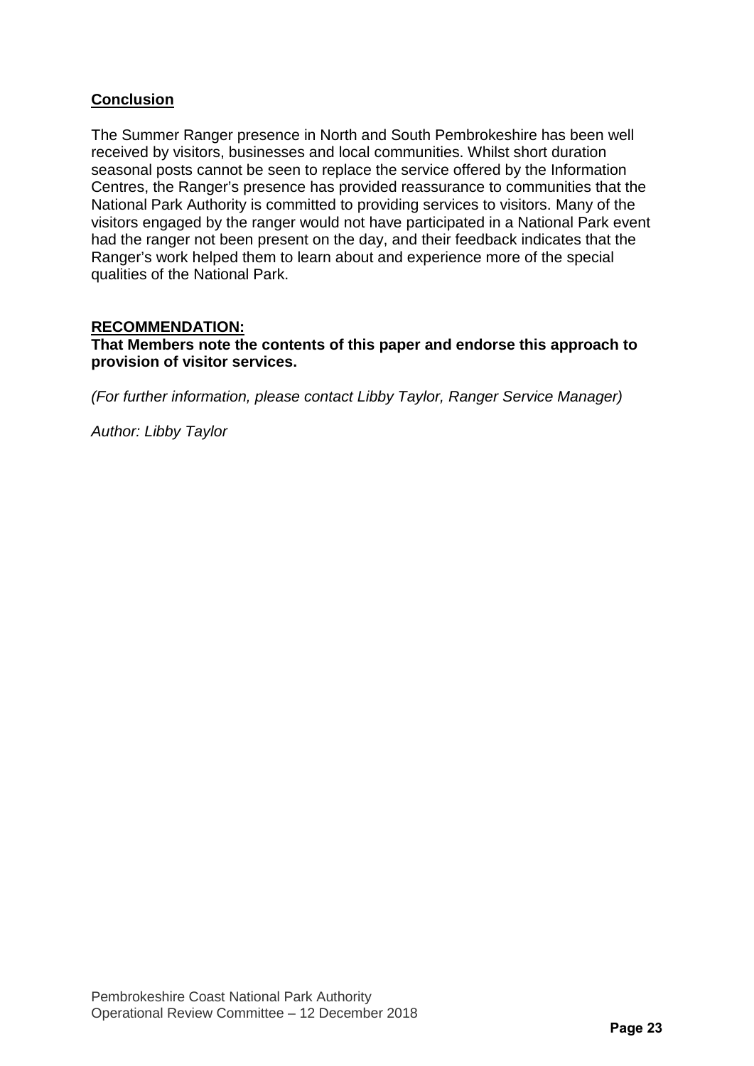**Conclusion**

The Summer Ranger presence in North and South Pembrokeshire has been well received by visitors, businesses and local communities. Whilst short duration seasonal posts cannot be seen to replace the service offered by the Information Centres, the Ranger's presence has provided reassurance to communities that the National Park Authority is committed to providing services to visitors. Many of the visitors engaged by the ranger would not have participated in a National Park event had the ranger not been present on the day, and their feedback indicates that the Ranger's work helped them to learn about and experience more of the special qualities of the National Park.

**RECOMMENDATION:**
**That Members note the contents of this paper and endorse this approach to provision of visitor services.**

*(For further information, please contact Libby Taylor, Ranger Service Manager)*

*Author: Libby Taylor*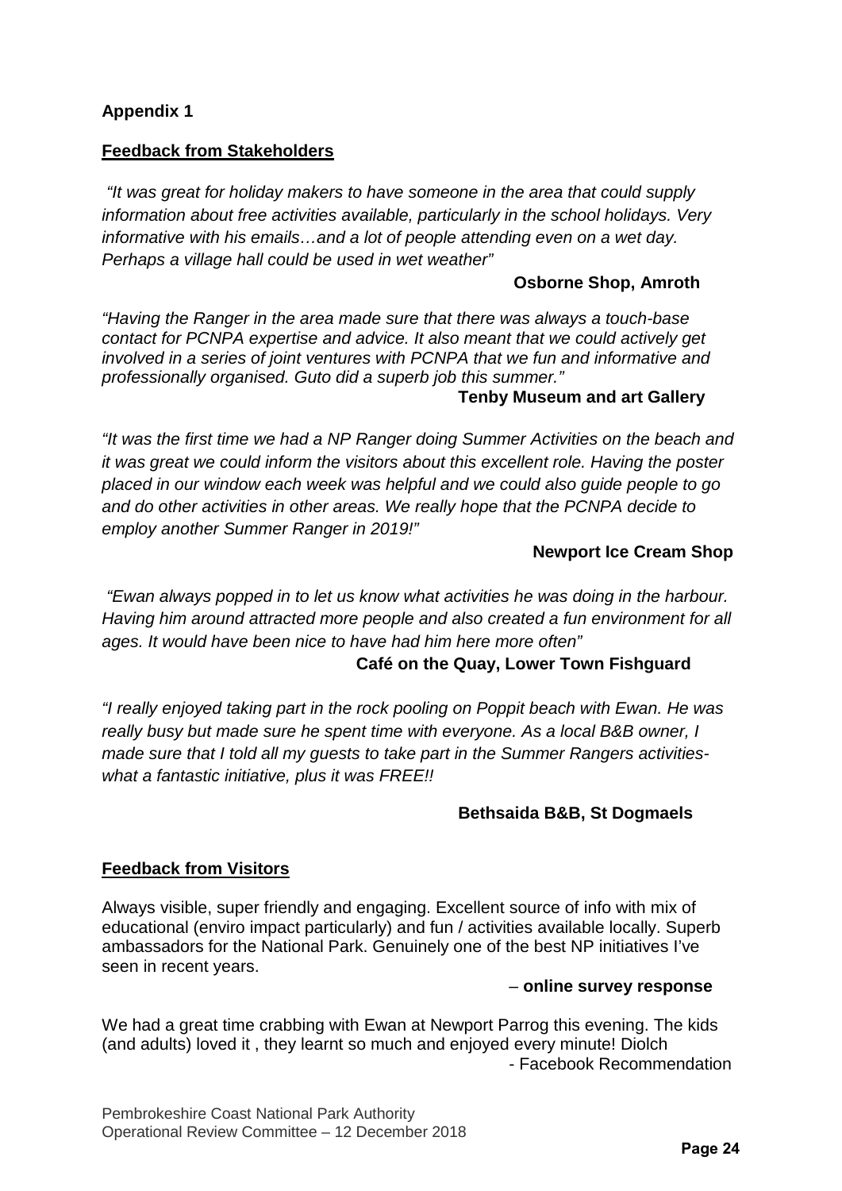**Appendix 1**

**Feedback from Stakeholders**

*"It was great for holiday makers to have someone in the area that could supply information about free activities available, particularly in the school holidays. Very informative with his emails…and a lot of people attending even on a wet day. Perhaps a village hall could be used in wet weather"*

**Osborne Shop, Amroth**

*"Having the Ranger in the area made sure that there was always a touch-base contact for PCNPA expertise and advice. It also meant that we could actively get involved in a series of joint ventures with PCNPA that we fun and informative and professionally organised. Guto did a superb job this summer."*

**Tenby Museum and art Gallery**

*"It was the first time we had a NP Ranger doing Summer Activities on the beach and it was great we could inform the visitors about this excellent role. Having the poster placed in our window each week was helpful and we could also guide people to go and do other activities in other areas. We really hope that the PCNPA decide to employ another Summer Ranger in 2019!"*

**Newport Ice Cream Shop**

*"Ewan always popped in to let us know what activities he was doing in the harbour. Having him around attracted more people and also created a fun environment for all ages. It would have been nice to have had him here more often"*

**Café on the Quay, Lower Town Fishguard**

*"I really enjoyed taking part in the rock pooling on Poppit beach with Ewan. He was really busy but made sure he spent time with everyone. As a local B&B owner, I made sure that I told all my guests to take part in the Summer Rangers activities- what a fantastic initiative, plus it was FREE!!*

**Bethsaida B&B, St Dogmaels**

**Feedback from Visitors**

Always visible, super friendly and engaging. Excellent source of info with mix of educational (enviro impact particularly) and fun / activities available locally. Superb ambassadors for the National Park. Genuinely one of the best NP initiatives I've seen in recent years.

– **online survey response**

We had a great time crabbing with Ewan at Newport Parrog this evening. The kids (and adults) loved it , they learnt so much and enjoyed every minute! Diolch

- Facebook Recommendation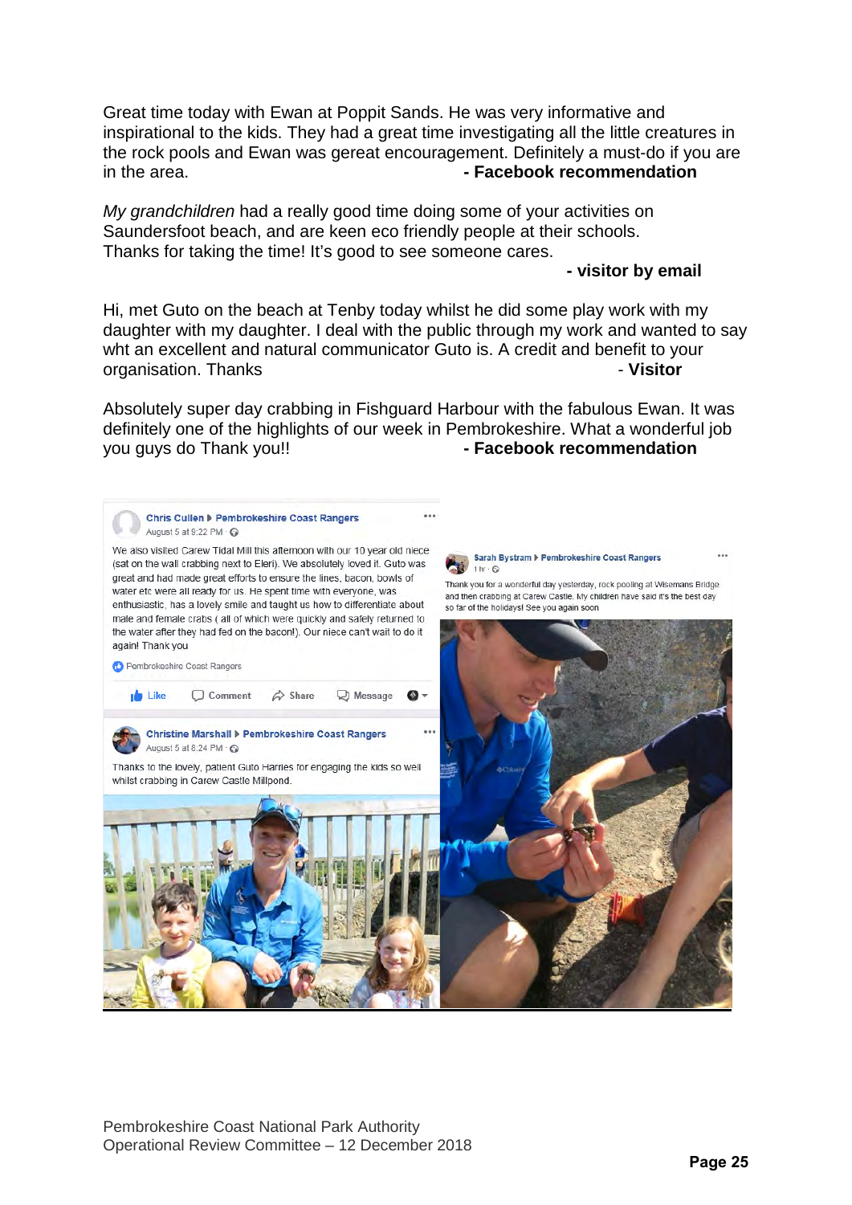Great time today with Ewan at Poppit Sands. He was very informative and inspirational to the kids. They had a great time investigating all the little creatures in the rock pools and Ewan was gereat encouragement. Definitely a must-do if you are in the area. **- Facebook recommendation**

*My grandchildren* had a really good time doing some of your activities on Saundersfoot beach, and are keen eco friendly people at their schools. Thanks for taking the time! It's good to see someone cares.

**- visitor by email**

Hi, met Guto on the beach at Tenby today whilst he did some play work with my daughter with my daughter. I deal with the public through my work and wanted to say wht an excellent and natural communicator Guto is. A credit and benefit to your organisation. Thanks - **Visitor**

Absolutely super day crabbing in Fishguard Harbour with the fabulous Ewan. It was definitely one of the highlights of our week in Pembrokeshire. What a wonderful job you guys do Thank you!! **- Facebook recommendation**

**Chris Cullen ▸ Pembrokeshire Coast Rangers**
August 5 at 9:22 PM

We also visited Carew Tidal Mill this afternoon with our 10 year old niece (sat on the wall crabbing next to Eleri). We absolutely loved it. Guto was great and had made great efforts to ensure the lines, bacon, bowls of water etc were all ready for us. He spent time with everyone, was enthusiastic, has a lovely smile and taught us how to differentiate about male and female crabs ( all of which were quickly and safely returned to the water after they had fed on the bacon!). Our niece can't wait to do it again! Thank you

Pembrokeshire Coast Rangers

Like Comment Share Message

**Christine Marshall ▸ Pembrokeshire Coast Rangers**
August 5 at 8:24 PM

Thanks to the lovely, patient Guto Harries for engaging the kids so well whilst crabbing in Carew Castle Millpond.

**Sarah Bystram ▸ Pembrokeshire Coast Rangers**
1 hr

Thank you for a wonderful day yesterday, rock pooling at Wisemans Bridge and then crabbing at Carew Castle. My children have said it's the best day so far of the holidays! See you again soon

Pembrokeshire Coast National Park Authority
Operational Review Committee – 12 December 2018